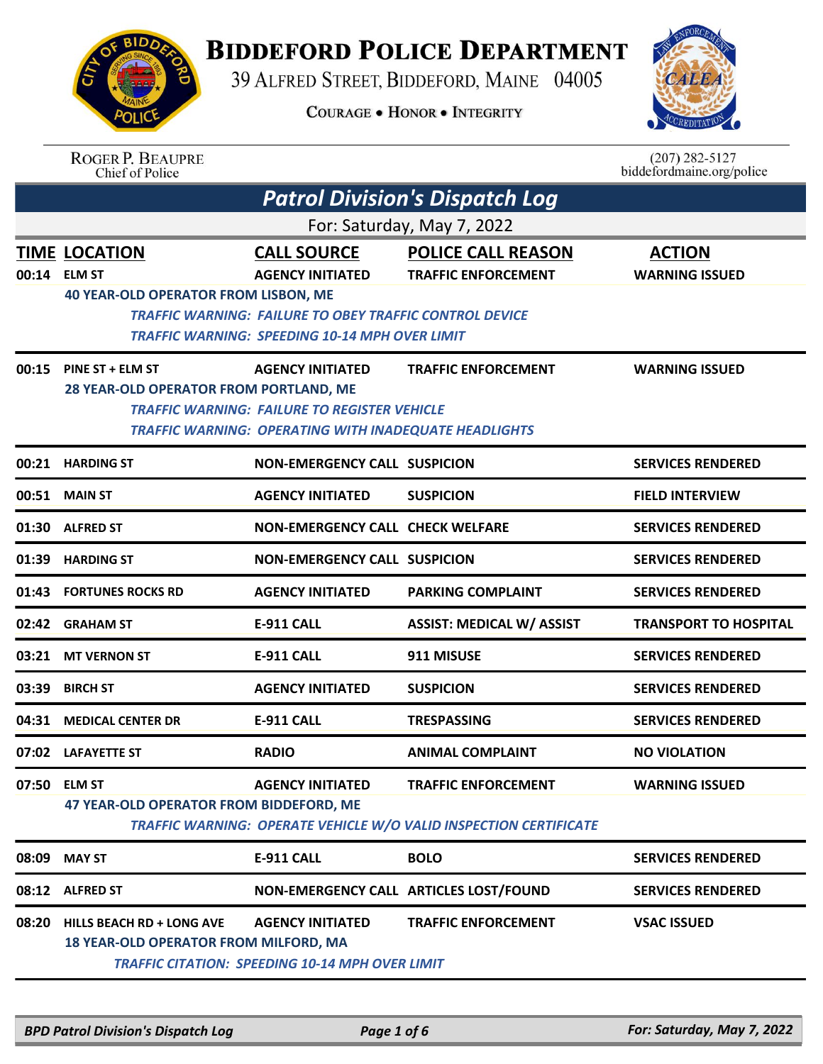# BIDDEFORD POLICE DEPARTMENT

39 ALFRED STREET, BIDDEFORD, MAINE 04005

COURAGE • HONOR • INTEGRITY

ROGER P. BEAUPRE
Chief of Police

(207) 282-5127
biddefordmaine.org/police

## *Patrol Division's Dispatch Log*

For: Saturday, May 7, 2022

| TIME | LOCATION | CALL SOURCE | POLICE CALL REASON | ACTION |
|---|---|---|---|---|
| 00:14 | ELM ST | AGENCY INITIATED | TRAFFIC ENFORCEMENT | WARNING ISSUED |
| | 40 YEAR-OLD OPERATOR FROM LISBON, ME<br>*TRAFFIC WARNING: FAILURE TO OBEY TRAFFIC CONTROL DEVICE*<br>*TRAFFIC WARNING: SPEEDING 10-14 MPH OVER LIMIT* | | | |
| 00:15 | PINE ST + ELM ST | AGENCY INITIATED | TRAFFIC ENFORCEMENT | WARNING ISSUED |
| | 28 YEAR-OLD OPERATOR FROM PORTLAND, ME<br>*TRAFFIC WARNING: FAILURE TO REGISTER VEHICLE*<br>*TRAFFIC WARNING: OPERATING WITH INADEQUATE HEADLIGHTS* | | | |
| 00:21 | HARDING ST | NON-EMERGENCY CALL | SUSPICION | SERVICES RENDERED |
| 00:51 | MAIN ST | AGENCY INITIATED | SUSPICION | FIELD INTERVIEW |
| 01:30 | ALFRED ST | NON-EMERGENCY CALL | CHECK WELFARE | SERVICES RENDERED |
| 01:39 | HARDING ST | NON-EMERGENCY CALL | SUSPICION | SERVICES RENDERED |
| 01:43 | FORTUNES ROCKS RD | AGENCY INITIATED | PARKING COMPLAINT | SERVICES RENDERED |
| 02:42 | GRAHAM ST | E-911 CALL | ASSIST: MEDICAL W/ ASSIST | TRANSPORT TO HOSPITAL |
| 03:21 | MT VERNON ST | E-911 CALL | 911 MISUSE | SERVICES RENDERED |
| 03:39 | BIRCH ST | AGENCY INITIATED | SUSPICION | SERVICES RENDERED |
| 04:31 | MEDICAL CENTER DR | E-911 CALL | TRESPASSING | SERVICES RENDERED |
| 07:02 | LAFAYETTE ST | RADIO | ANIMAL COMPLAINT | NO VIOLATION |
| 07:50 | ELM ST | AGENCY INITIATED | TRAFFIC ENFORCEMENT | WARNING ISSUED |
| | 47 YEAR-OLD OPERATOR FROM BIDDEFORD, ME<br>*TRAFFIC WARNING: OPERATE VEHICLE W/O VALID INSPECTION CERTIFICATE* | | | |
| 08:09 | MAY ST | E-911 CALL | BOLO | SERVICES RENDERED |
| 08:12 | ALFRED ST | NON-EMERGENCY CALL | ARTICLES LOST/FOUND | SERVICES RENDERED |
| 08:20 | HILLS BEACH RD + LONG AVE | AGENCY INITIATED | TRAFFIC ENFORCEMENT | VSAC ISSUED |
| | 18 YEAR-OLD OPERATOR FROM MILFORD, MA<br>*TRAFFIC CITATION: SPEEDING 10-14 MPH OVER LIMIT* | | | |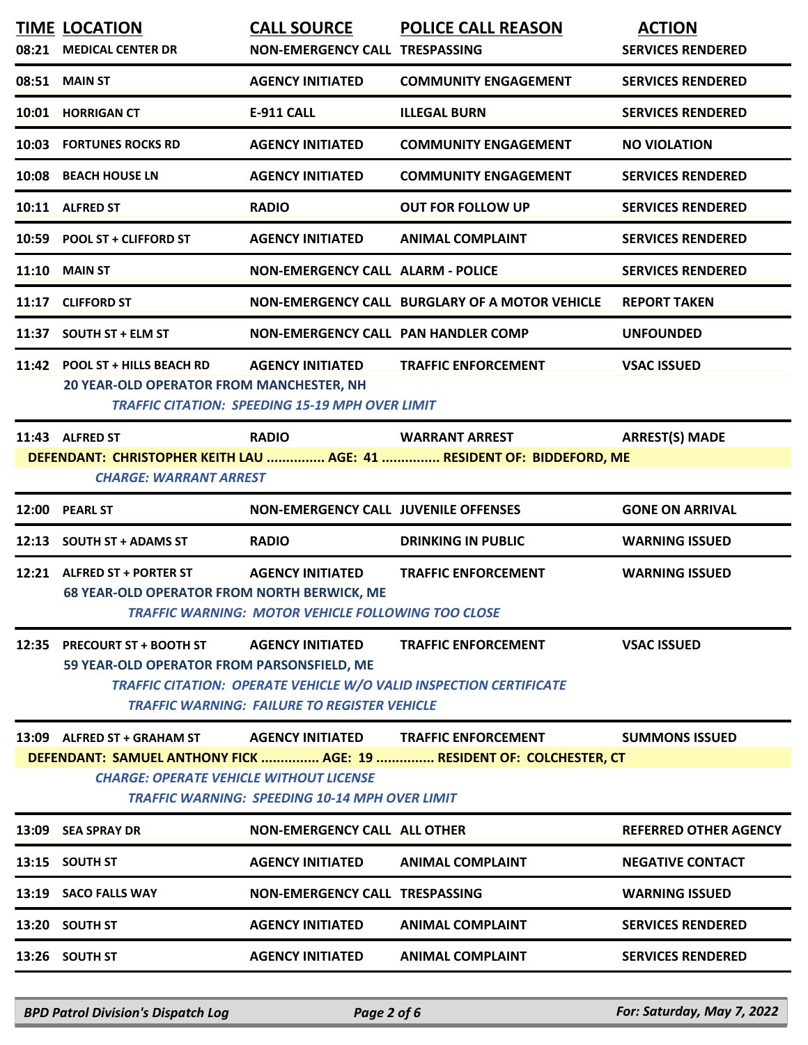| TIME | LOCATION | CALL SOURCE | POLICE CALL REASON | ACTION |
|---|---|---|---|---|
| 08:21 | MEDICAL CENTER DR | NON-EMERGENCY CALL | TRESPASSING | SERVICES RENDERED |
| 08:51 | MAIN ST | AGENCY INITIATED | COMMUNITY ENGAGEMENT | SERVICES RENDERED |
| 10:01 | HORRIGAN CT | E-911 CALL | ILLEGAL BURN | SERVICES RENDERED |
| 10:03 | FORTUNES ROCKS RD | AGENCY INITIATED | COMMUNITY ENGAGEMENT | NO VIOLATION |
| 10:08 | BEACH HOUSE LN | AGENCY INITIATED | COMMUNITY ENGAGEMENT | SERVICES RENDERED |
| 10:11 | ALFRED ST | RADIO | OUT FOR FOLLOW UP | SERVICES RENDERED |
| 10:59 | POOL ST + CLIFFORD ST | AGENCY INITIATED | ANIMAL COMPLAINT | SERVICES RENDERED |
| 11:10 | MAIN ST | NON-EMERGENCY CALL | ALARM - POLICE | SERVICES RENDERED |
| 11:17 | CLIFFORD ST | NON-EMERGENCY CALL | BURGLARY OF A MOTOR VEHICLE | REPORT TAKEN |
| 11:37 | SOUTH ST + ELM ST | NON-EMERGENCY CALL | PAN HANDLER COMP | UNFOUNDED |
| 11:42 | POOL ST + HILLS BEACH RD | AGENCY INITIATED | TRAFFIC ENFORCEMENT | VSAC ISSUED |
| | 20 YEAR-OLD OPERATOR FROM MANCHESTER, NH<br>*TRAFFIC CITATION: SPEEDING 15-19 MPH OVER LIMIT* | | | |
| 11:43 | ALFRED ST | RADIO | WARRANT ARREST | ARREST(S) MADE |
| | DEFENDANT: CHRISTOPHER KEITH LAU ............... AGE: 41 ............... RESIDENT OF: BIDDEFORD, ME<br>*CHARGE: WARRANT ARREST* | | | |
| 12:00 | PEARL ST | NON-EMERGENCY CALL | JUVENILE OFFENSES | GONE ON ARRIVAL |
| 12:13 | SOUTH ST + ADAMS ST | RADIO | DRINKING IN PUBLIC | WARNING ISSUED |
| 12:21 | ALFRED ST + PORTER ST | AGENCY INITIATED | TRAFFIC ENFORCEMENT | WARNING ISSUED |
| | 68 YEAR-OLD OPERATOR FROM NORTH BERWICK, ME<br>*TRAFFIC WARNING: MOTOR VEHICLE FOLLOWING TOO CLOSE* | | | |
| 12:35 | PRECOURT ST + BOOTH ST | AGENCY INITIATED | TRAFFIC ENFORCEMENT | VSAC ISSUED |
| | 59 YEAR-OLD OPERATOR FROM PARSONSFIELD, ME<br>*TRAFFIC CITATION: OPERATE VEHICLE W/O VALID INSPECTION CERTIFICATE*<br>*TRAFFIC WARNING: FAILURE TO REGISTER VEHICLE* | | | |
| 13:09 | ALFRED ST + GRAHAM ST | AGENCY INITIATED | TRAFFIC ENFORCEMENT | SUMMONS ISSUED |
| | DEFENDANT: SAMUEL ANTHONY FICK ............... AGE: 19 ............... RESIDENT OF: COLCHESTER, CT<br>*CHARGE: OPERATE VEHICLE WITHOUT LICENSE*<br>*TRAFFIC WARNING: SPEEDING 10-14 MPH OVER LIMIT* | | | |
| 13:09 | SEA SPRAY DR | NON-EMERGENCY CALL | ALL OTHER | REFERRED OTHER AGENCY |
| 13:15 | SOUTH ST | AGENCY INITIATED | ANIMAL COMPLAINT | NEGATIVE CONTACT |
| 13:19 | SACO FALLS WAY | NON-EMERGENCY CALL | TRESPASSING | WARNING ISSUED |
| 13:20 | SOUTH ST | AGENCY INITIATED | ANIMAL COMPLAINT | SERVICES RENDERED |
| 13:26 | SOUTH ST | AGENCY INITIATED | ANIMAL COMPLAINT | SERVICES RENDERED |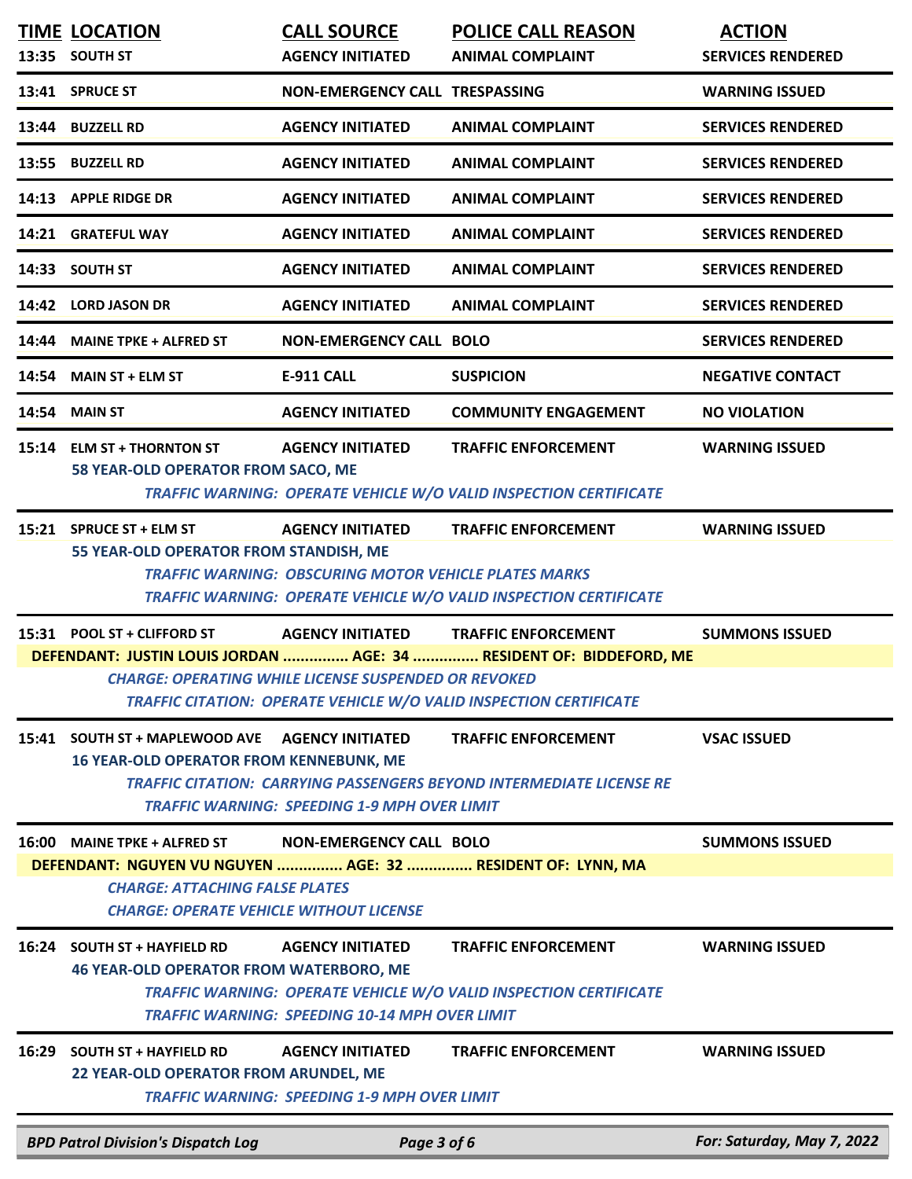| TIME | LOCATION | CALL SOURCE | POLICE CALL REASON | ACTION |
|---|---|---|---|---|
| 13:35 | SOUTH ST | AGENCY INITIATED | ANIMAL COMPLAINT | SERVICES RENDERED |
| 13:41 | SPRUCE ST | NON-EMERGENCY CALL | TRESPASSING | WARNING ISSUED |
| 13:44 | BUZZELL RD | AGENCY INITIATED | ANIMAL COMPLAINT | SERVICES RENDERED |
| 13:55 | BUZZELL RD | AGENCY INITIATED | ANIMAL COMPLAINT | SERVICES RENDERED |
| 14:13 | APPLE RIDGE DR | AGENCY INITIATED | ANIMAL COMPLAINT | SERVICES RENDERED |
| 14:21 | GRATEFUL WAY | AGENCY INITIATED | ANIMAL COMPLAINT | SERVICES RENDERED |
| 14:33 | SOUTH ST | AGENCY INITIATED | ANIMAL COMPLAINT | SERVICES RENDERED |
| 14:42 | LORD JASON DR | AGENCY INITIATED | ANIMAL COMPLAINT | SERVICES RENDERED |
| 14:44 | MAINE TPKE + ALFRED ST | NON-EMERGENCY CALL | BOLO | SERVICES RENDERED |
| 14:54 | MAIN ST + ELM ST | E-911 CALL | SUSPICION | NEGATIVE CONTACT |
| 14:54 | MAIN ST | AGENCY INITIATED | COMMUNITY ENGAGEMENT | NO VIOLATION |
| 15:14 | ELM ST + THORNTON ST | AGENCY INITIATED | TRAFFIC ENFORCEMENT | WARNING ISSUED |
| | 58 YEAR-OLD OPERATOR FROM SACO, ME<br>*TRAFFIC WARNING: OPERATE VEHICLE W/O VALID INSPECTION CERTIFICATE* | | | |
| 15:21 | SPRUCE ST + ELM ST | AGENCY INITIATED | TRAFFIC ENFORCEMENT | WARNING ISSUED |
| | 55 YEAR-OLD OPERATOR FROM STANDISH, ME<br>*TRAFFIC WARNING: OBSCURING MOTOR VEHICLE PLATES MARKS*<br>*TRAFFIC WARNING: OPERATE VEHICLE W/O VALID INSPECTION CERTIFICATE* | | | |
| 15:31 | POOL ST + CLIFFORD ST | AGENCY INITIATED | TRAFFIC ENFORCEMENT | SUMMONS ISSUED |
| | DEFENDANT: JUSTIN LOUIS JORDAN ............... AGE: 34 ............... RESIDENT OF: BIDDEFORD, ME<br>*CHARGE: OPERATING WHILE LICENSE SUSPENDED OR REVOKED*<br>*TRAFFIC CITATION: OPERATE VEHICLE W/O VALID INSPECTION CERTIFICATE* | | | |
| 15:41 | SOUTH ST + MAPLEWOOD AVE | AGENCY INITIATED | TRAFFIC ENFORCEMENT | VSAC ISSUED |
| | 16 YEAR-OLD OPERATOR FROM KENNEBUNK, ME<br>*TRAFFIC CITATION: CARRYING PASSENGERS BEYOND INTERMEDIATE LICENSE RE*<br>*TRAFFIC WARNING: SPEEDING 1-9 MPH OVER LIMIT* | | | |
| 16:00 | MAINE TPKE + ALFRED ST | NON-EMERGENCY CALL | BOLO | SUMMONS ISSUED |
| | DEFENDANT: NGUYEN VU NGUYEN ............... AGE: 32 ............... RESIDENT OF: LYNN, MA<br>*CHARGE: ATTACHING FALSE PLATES*<br>*CHARGE: OPERATE VEHICLE WITHOUT LICENSE* | | | |
| 16:24 | SOUTH ST + HAYFIELD RD | AGENCY INITIATED | TRAFFIC ENFORCEMENT | WARNING ISSUED |
| | 46 YEAR-OLD OPERATOR FROM WATERBORO, ME<br>*TRAFFIC WARNING: OPERATE VEHICLE W/O VALID INSPECTION CERTIFICATE*<br>*TRAFFIC WARNING: SPEEDING 10-14 MPH OVER LIMIT* | | | |
| 16:29 | SOUTH ST + HAYFIELD RD | AGENCY INITIATED | TRAFFIC ENFORCEMENT | WARNING ISSUED |
| | 22 YEAR-OLD OPERATOR FROM ARUNDEL, ME<br>*TRAFFIC WARNING: SPEEDING 1-9 MPH OVER LIMIT* | | | |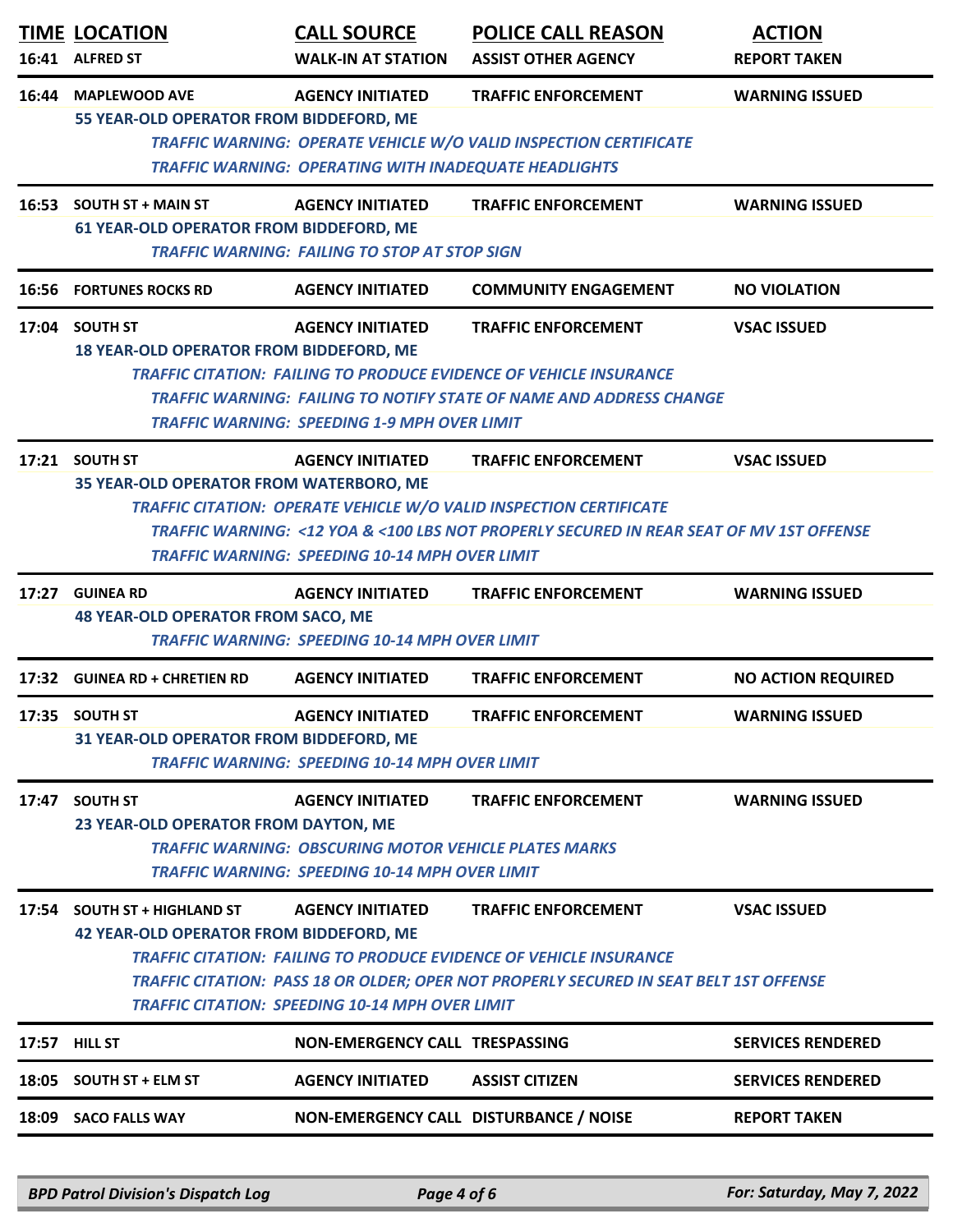| TIME | LOCATION | CALL SOURCE | POLICE CALL REASON | ACTION |
|---|---|---|---|---|
| 16:41 | ALFRED ST | WALK-IN AT STATION | ASSIST OTHER AGENCY | REPORT TAKEN |
| 16:44 | MAPLEWOOD AVE | AGENCY INITIATED | TRAFFIC ENFORCEMENT | WARNING ISSUED |
| | 55 YEAR-OLD OPERATOR FROM BIDDEFORD, ME | | | |
| | *TRAFFIC WARNING: OPERATE VEHICLE W/O VALID INSPECTION CERTIFICATE* | | | |
| | *TRAFFIC WARNING: OPERATING WITH INADEQUATE HEADLIGHTS* | | | |
| 16:53 | SOUTH ST + MAIN ST | AGENCY INITIATED | TRAFFIC ENFORCEMENT | WARNING ISSUED |
| | 61 YEAR-OLD OPERATOR FROM BIDDEFORD, ME | | | |
| | *TRAFFIC WARNING: FAILING TO STOP AT STOP SIGN* | | | |
| 16:56 | FORTUNES ROCKS RD | AGENCY INITIATED | COMMUNITY ENGAGEMENT | NO VIOLATION |
| 17:04 | SOUTH ST | AGENCY INITIATED | TRAFFIC ENFORCEMENT | VSAC ISSUED |
| | 18 YEAR-OLD OPERATOR FROM BIDDEFORD, ME | | | |
| | *TRAFFIC CITATION: FAILING TO PRODUCE EVIDENCE OF VEHICLE INSURANCE* | | | |
| | *TRAFFIC WARNING: FAILING TO NOTIFY STATE OF NAME AND ADDRESS CHANGE* | | | |
| | *TRAFFIC WARNING: SPEEDING 1-9 MPH OVER LIMIT* | | | |
| 17:21 | SOUTH ST | AGENCY INITIATED | TRAFFIC ENFORCEMENT | VSAC ISSUED |
| | 35 YEAR-OLD OPERATOR FROM WATERBORO, ME | | | |
| | *TRAFFIC CITATION: OPERATE VEHICLE W/O VALID INSPECTION CERTIFICATE* | | | |
| | *TRAFFIC WARNING: <12 YOA & <100 LBS NOT PROPERLY SECURED IN REAR SEAT OF MV 1ST OFFENSE* | | | |
| | *TRAFFIC WARNING: SPEEDING 10-14 MPH OVER LIMIT* | | | |
| 17:27 | GUINEA RD | AGENCY INITIATED | TRAFFIC ENFORCEMENT | WARNING ISSUED |
| | 48 YEAR-OLD OPERATOR FROM SACO, ME | | | |
| | *TRAFFIC WARNING: SPEEDING 10-14 MPH OVER LIMIT* | | | |
| 17:32 | GUINEA RD + CHRETIEN RD | AGENCY INITIATED | TRAFFIC ENFORCEMENT | NO ACTION REQUIRED |
| 17:35 | SOUTH ST | AGENCY INITIATED | TRAFFIC ENFORCEMENT | WARNING ISSUED |
| | 31 YEAR-OLD OPERATOR FROM BIDDEFORD, ME | | | |
| | *TRAFFIC WARNING: SPEEDING 10-14 MPH OVER LIMIT* | | | |
| 17:47 | SOUTH ST | AGENCY INITIATED | TRAFFIC ENFORCEMENT | WARNING ISSUED |
| | 23 YEAR-OLD OPERATOR FROM DAYTON, ME | | | |
| | *TRAFFIC WARNING: OBSCURING MOTOR VEHICLE PLATES MARKS* | | | |
| | *TRAFFIC WARNING: SPEEDING 10-14 MPH OVER LIMIT* | | | |
| 17:54 | SOUTH ST + HIGHLAND ST | AGENCY INITIATED | TRAFFIC ENFORCEMENT | VSAC ISSUED |
| | 42 YEAR-OLD OPERATOR FROM BIDDEFORD, ME | | | |
| | *TRAFFIC CITATION: FAILING TO PRODUCE EVIDENCE OF VEHICLE INSURANCE* | | | |
| | *TRAFFIC CITATION: PASS 18 OR OLDER; OPER NOT PROPERLY SECURED IN SEAT BELT 1ST OFFENSE* | | | |
| | *TRAFFIC CITATION: SPEEDING 10-14 MPH OVER LIMIT* | | | |
| 17:57 | HILL ST | NON-EMERGENCY CALL | TRESPASSING | SERVICES RENDERED |
| 18:05 | SOUTH ST + ELM ST | AGENCY INITIATED | ASSIST CITIZEN | SERVICES RENDERED |
| 18:09 | SACO FALLS WAY | NON-EMERGENCY CALL | DISTURBANCE / NOISE | REPORT TAKEN |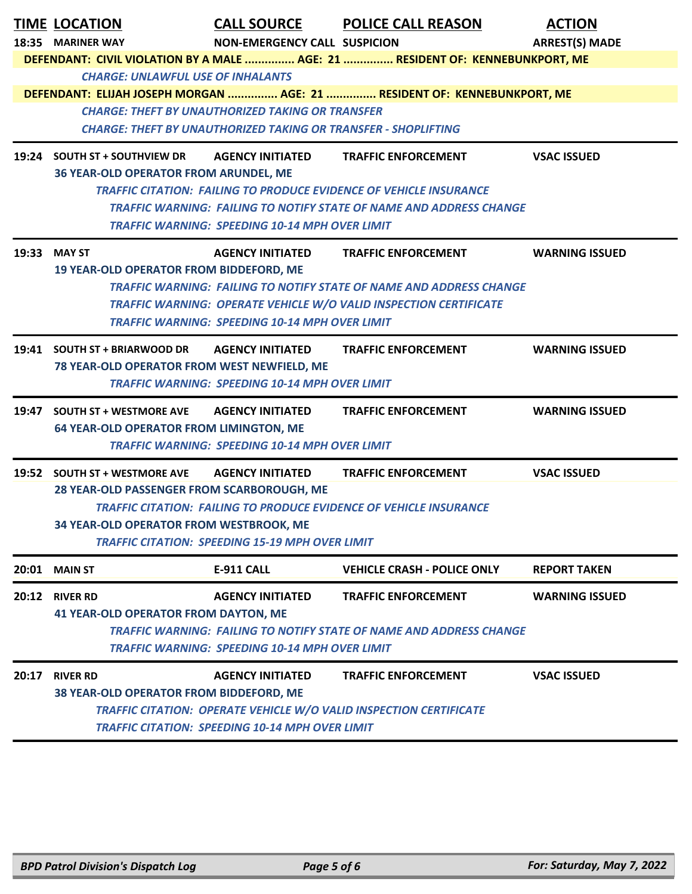| TIME | LOCATION | CALL SOURCE | POLICE CALL REASON | ACTION |
|---|---|---|---|---|
| 18:35 | MARINER WAY | NON-EMERGENCY CALL | SUSPICION | ARREST(S) MADE |

**DEFENDANT: CIVIL VIOLATION BY A MALE ............... AGE: 21 ............... RESIDENT OF: KENNEBUNKPORT, ME**

*CHARGE: UNLAWFUL USE OF INHALANTS*

**DEFENDANT: ELIJAH JOSEPH MORGAN ............... AGE: 21 ............... RESIDENT OF: KENNEBUNKPORT, ME**

*CHARGE: THEFT BY UNAUTHORIZED TAKING OR TRANSFER*

*CHARGE: THEFT BY UNAUTHORIZED TAKING OR TRANSFER - SHOPLIFTING*

---

| TIME | LOCATION | CALL SOURCE | POLICE CALL REASON | ACTION |
|---|---|---|---|---|
| 19:24 | SOUTH ST + SOUTHVIEW DR | AGENCY INITIATED | TRAFFIC ENFORCEMENT | VSAC ISSUED |

**36 YEAR-OLD OPERATOR FROM ARUNDEL, ME**

*TRAFFIC CITATION: FAILING TO PRODUCE EVIDENCE OF VEHICLE INSURANCE*

*TRAFFIC WARNING: FAILING TO NOTIFY STATE OF NAME AND ADDRESS CHANGE*

*TRAFFIC WARNING: SPEEDING 10-14 MPH OVER LIMIT*

---

| TIME | LOCATION | CALL SOURCE | POLICE CALL REASON | ACTION |
|---|---|---|---|---|
| 19:33 | MAY ST | AGENCY INITIATED | TRAFFIC ENFORCEMENT | WARNING ISSUED |

**19 YEAR-OLD OPERATOR FROM BIDDEFORD, ME**

*TRAFFIC WARNING: FAILING TO NOTIFY STATE OF NAME AND ADDRESS CHANGE*

*TRAFFIC WARNING: OPERATE VEHICLE W/O VALID INSPECTION CERTIFICATE*

*TRAFFIC WARNING: SPEEDING 10-14 MPH OVER LIMIT*

---

| TIME | LOCATION | CALL SOURCE | POLICE CALL REASON | ACTION |
|---|---|---|---|---|
| 19:41 | SOUTH ST + BRIARWOOD DR | AGENCY INITIATED | TRAFFIC ENFORCEMENT | WARNING ISSUED |

**78 YEAR-OLD OPERATOR FROM WEST NEWFIELD, ME**

*TRAFFIC WARNING: SPEEDING 10-14 MPH OVER LIMIT*

---

| TIME | LOCATION | CALL SOURCE | POLICE CALL REASON | ACTION |
|---|---|---|---|---|
| 19:47 | SOUTH ST + WESTMORE AVE | AGENCY INITIATED | TRAFFIC ENFORCEMENT | WARNING ISSUED |

**64 YEAR-OLD OPERATOR FROM LIMINGTON, ME**

*TRAFFIC WARNING: SPEEDING 10-14 MPH OVER LIMIT*

---

| TIME | LOCATION | CALL SOURCE | POLICE CALL REASON | ACTION |
|---|---|---|---|---|
| 19:52 | SOUTH ST + WESTMORE AVE | AGENCY INITIATED | TRAFFIC ENFORCEMENT | VSAC ISSUED |

**28 YEAR-OLD PASSENGER FROM SCARBOROUGH, ME**

*TRAFFIC CITATION: FAILING TO PRODUCE EVIDENCE OF VEHICLE INSURANCE*

**34 YEAR-OLD OPERATOR FROM WESTBROOK, ME**

*TRAFFIC CITATION: SPEEDING 15-19 MPH OVER LIMIT*

---

| TIME | LOCATION | CALL SOURCE | POLICE CALL REASON | ACTION |
|---|---|---|---|---|
| 20:01 | MAIN ST | E-911 CALL | VEHICLE CRASH - POLICE ONLY | REPORT TAKEN |

---

| TIME | LOCATION | CALL SOURCE | POLICE CALL REASON | ACTION |
|---|---|---|---|---|
| 20:12 | RIVER RD | AGENCY INITIATED | TRAFFIC ENFORCEMENT | WARNING ISSUED |

**41 YEAR-OLD OPERATOR FROM DAYTON, ME**

*TRAFFIC WARNING: FAILING TO NOTIFY STATE OF NAME AND ADDRESS CHANGE*

*TRAFFIC WARNING: SPEEDING 10-14 MPH OVER LIMIT*

---

| TIME | LOCATION | CALL SOURCE | POLICE CALL REASON | ACTION |
|---|---|---|---|---|
| 20:17 | RIVER RD | AGENCY INITIATED | TRAFFIC ENFORCEMENT | VSAC ISSUED |

**38 YEAR-OLD OPERATOR FROM BIDDEFORD, ME**

*TRAFFIC CITATION: OPERATE VEHICLE W/O VALID INSPECTION CERTIFICATE*

*TRAFFIC CITATION: SPEEDING 10-14 MPH OVER LIMIT*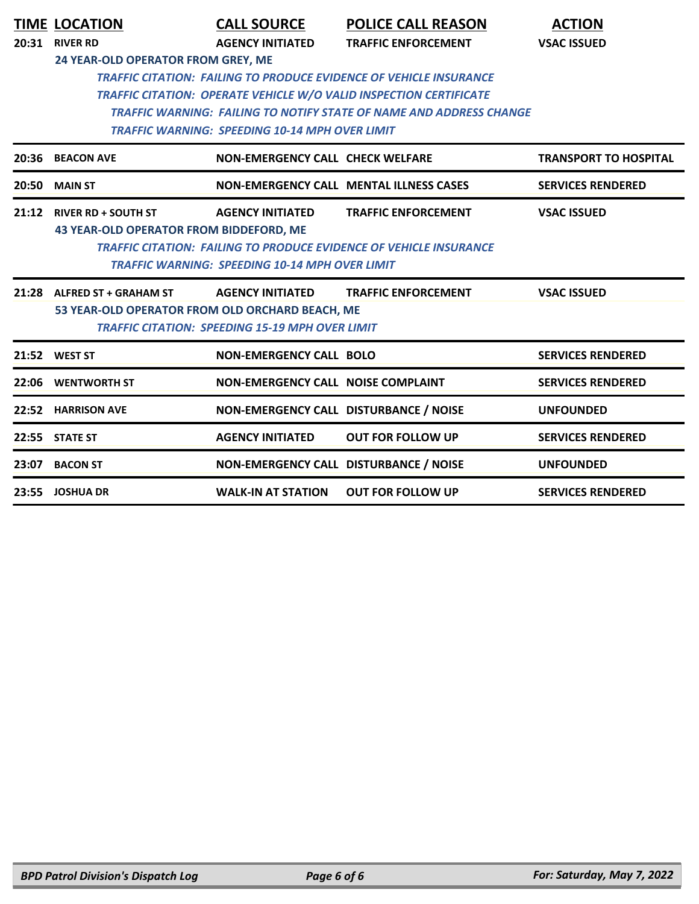| TIME | LOCATION | CALL SOURCE | POLICE CALL REASON | ACTION |
|---|---|---|---|---|
| 20:31 | RIVER RD | AGENCY INITIATED | TRAFFIC ENFORCEMENT | VSAC ISSUED |
| | 24 YEAR-OLD OPERATOR FROM GREY, ME<br>*TRAFFIC CITATION: FAILING TO PRODUCE EVIDENCE OF VEHICLE INSURANCE*<br>*TRAFFIC CITATION: OPERATE VEHICLE W/O VALID INSPECTION CERTIFICATE*<br>*TRAFFIC WARNING: FAILING TO NOTIFY STATE OF NAME AND ADDRESS CHANGE*<br>*TRAFFIC WARNING: SPEEDING 10-14 MPH OVER LIMIT* | | | |
| 20:36 | BEACON AVE | NON-EMERGENCY CALL | CHECK WELFARE | TRANSPORT TO HOSPITAL |
| 20:50 | MAIN ST | NON-EMERGENCY CALL | MENTAL ILLNESS CASES | SERVICES RENDERED |
| 21:12 | RIVER RD + SOUTH ST | AGENCY INITIATED | TRAFFIC ENFORCEMENT | VSAC ISSUED |
| | 43 YEAR-OLD OPERATOR FROM BIDDEFORD, ME<br>*TRAFFIC CITATION: FAILING TO PRODUCE EVIDENCE OF VEHICLE INSURANCE*<br>*TRAFFIC WARNING: SPEEDING 10-14 MPH OVER LIMIT* | | | |
| 21:28 | ALFRED ST + GRAHAM ST | AGENCY INITIATED | TRAFFIC ENFORCEMENT | VSAC ISSUED |
| | 53 YEAR-OLD OPERATOR FROM OLD ORCHARD BEACH, ME<br>*TRAFFIC CITATION: SPEEDING 15-19 MPH OVER LIMIT* | | | |
| 21:52 | WEST ST | NON-EMERGENCY CALL | BOLO | SERVICES RENDERED |
| 22:06 | WENTWORTH ST | NON-EMERGENCY CALL | NOISE COMPLAINT | SERVICES RENDERED |
| 22:52 | HARRISON AVE | NON-EMERGENCY CALL | DISTURBANCE / NOISE | UNFOUNDED |
| 22:55 | STATE ST | AGENCY INITIATED | OUT FOR FOLLOW UP | SERVICES RENDERED |
| 23:07 | BACON ST | NON-EMERGENCY CALL | DISTURBANCE / NOISE | UNFOUNDED |
| 23:55 | JOSHUA DR | WALK-IN AT STATION | OUT FOR FOLLOW UP | SERVICES RENDERED |